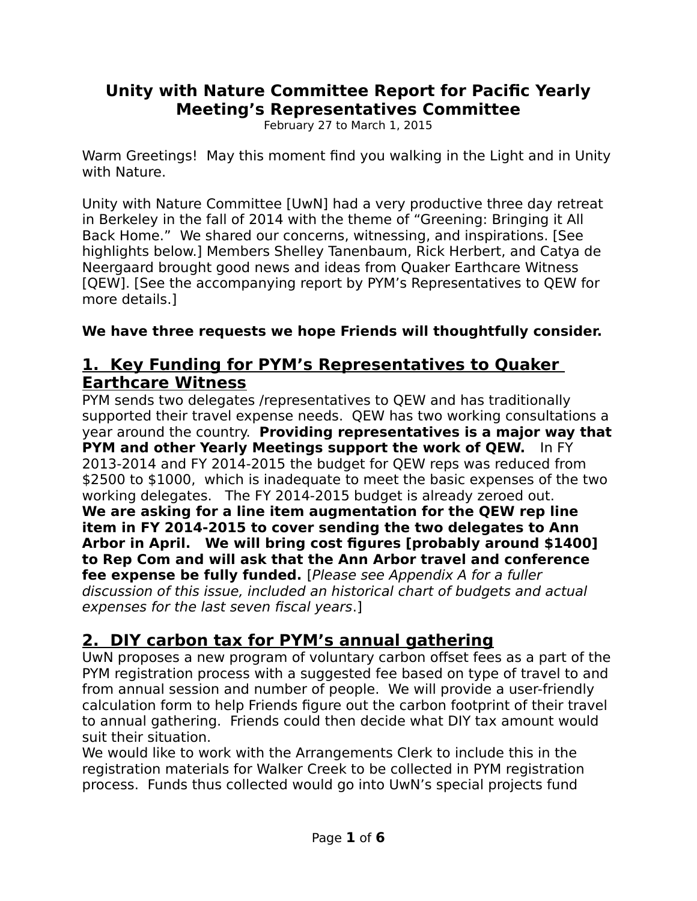# Unity with Nature Committee Report for Pacific Yearly Meeting's Representatives Committee

February 27 to March 1, 2015

Warm Greetings! May this moment find you walking in the Light and in Unity with Nature.

Unity with Nature Committee [UwN] had a very productive three day retreat in Berkeley in the fall of 2014 with the theme of "Greening: Bringing it All Back Home." We shared our concerns, witnessing, and inspirations. [See highlights below.] Members Shelley Tanenbaum, Rick Herbert, and Catya de Neergaard brought good news and ideas from Quaker Earthcare Witness [QEW]. [See the accompanying report by PYM's Representatives to QEW for more details.]

**We have three requests we hope Friends will thoughtfully consider.**

## 1. Key Funding for PYM's Representatives to Quaker Earthcare Witness

PYM sends two delegates /representatives to QEW and has traditionally supported their travel expense needs. QEW has two working consultations a year around the country. **Providing representatives is a major way that PYM and other Yearly Meetings support the work of QEW.** In FY 2013-2014 and FY 2014-2015 the budget for QEW reps was reduced from $2500 to $1000, which is inadequate to meet the basic expenses of the two working delegates. The FY 2014-2015 budget is already zeroed out. **We are asking for a line item augmentation for the QEW rep line item in FY 2014-2015 to cover sending the two delegates to Ann Arbor in April. We will bring cost figures [probably around $1400] to Rep Com and will ask that the Ann Arbor travel and conference fee expense be fully funded.** [*Please see Appendix A for a fuller discussion of this issue, included an historical chart of budgets and actual expenses for the last seven fiscal years*.]

## 2. DIY carbon tax for PYM's annual gathering

UwN proposes a new program of voluntary carbon offset fees as a part of the PYM registration process with a suggested fee based on type of travel to and from annual session and number of people. We will provide a user-friendly calculation form to help Friends figure out the carbon footprint of their travel to annual gathering. Friends could then decide what DIY tax amount would suit their situation.

We would like to work with the Arrangements Clerk to include this in the registration materials for Walker Creek to be collected in PYM registration process. Funds thus collected would go into UwN's special projects fund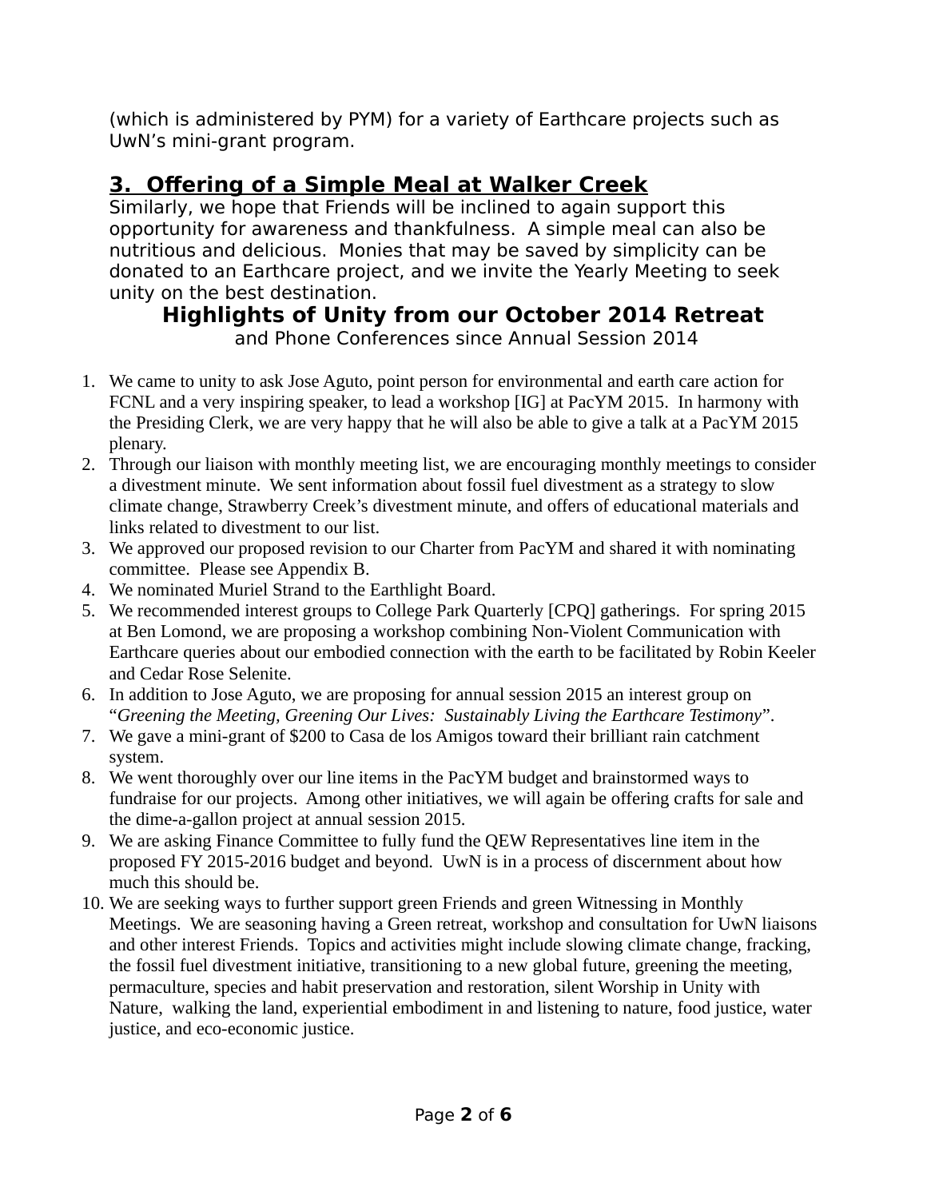(which is administered by PYM) for a variety of Earthcare projects such as UwN's mini-grant program.

## 3. Offering of a Simple Meal at Walker Creek

Similarly, we hope that Friends will be inclined to again support this opportunity for awareness and thankfulness. A simple meal can also be nutritious and delicious. Monies that may be saved by simplicity can be donated to an Earthcare project, and we invite the Yearly Meeting to seek unity on the best destination.

## Highlights of Unity from our October 2014 Retreat

and Phone Conferences since Annual Session 2014

1. We came to unity to ask Jose Aguto, point person for environmental and earth care action for FCNL and a very inspiring speaker, to lead a workshop [IG] at PacYM 2015. In harmony with the Presiding Clerk, we are very happy that he will also be able to give a talk at a PacYM 2015 plenary.
2. Through our liaison with monthly meeting list, we are encouraging monthly meetings to consider a divestment minute. We sent information about fossil fuel divestment as a strategy to slow climate change, Strawberry Creek's divestment minute, and offers of educational materials and links related to divestment to our list.
3. We approved our proposed revision to our Charter from PacYM and shared it with nominating committee. Please see Appendix B.
4. We nominated Muriel Strand to the Earthlight Board.
5. We recommended interest groups to College Park Quarterly [CPQ] gatherings. For spring 2015 at Ben Lomond, we are proposing a workshop combining Non-Violent Communication with Earthcare queries about our embodied connection with the earth to be facilitated by Robin Keeler and Cedar Rose Selenite.
6. In addition to Jose Aguto, we are proposing for annual session 2015 an interest group on "*Greening the Meeting, Greening Our Lives: Sustainably Living the Earthcare Testimony*".
7. We gave a mini-grant of $200 to Casa de los Amigos toward their brilliant rain catchment system.
8. We went thoroughly over our line items in the PacYM budget and brainstormed ways to fundraise for our projects. Among other initiatives, we will again be offering crafts for sale and the dime-a-gallon project at annual session 2015.
9. We are asking Finance Committee to fully fund the QEW Representatives line item in the proposed FY 2015-2016 budget and beyond. UwN is in a process of discernment about how much this should be.
10. We are seeking ways to further support green Friends and green Witnessing in Monthly Meetings. We are seasoning having a Green retreat, workshop and consultation for UwN liaisons and other interest Friends. Topics and activities might include slowing climate change, fracking, the fossil fuel divestment initiative, transitioning to a new global future, greening the meeting, permaculture, species and habit preservation and restoration, silent Worship in Unity with Nature, walking the land, experiential embodiment in and listening to nature, food justice, water justice, and eco-economic justice.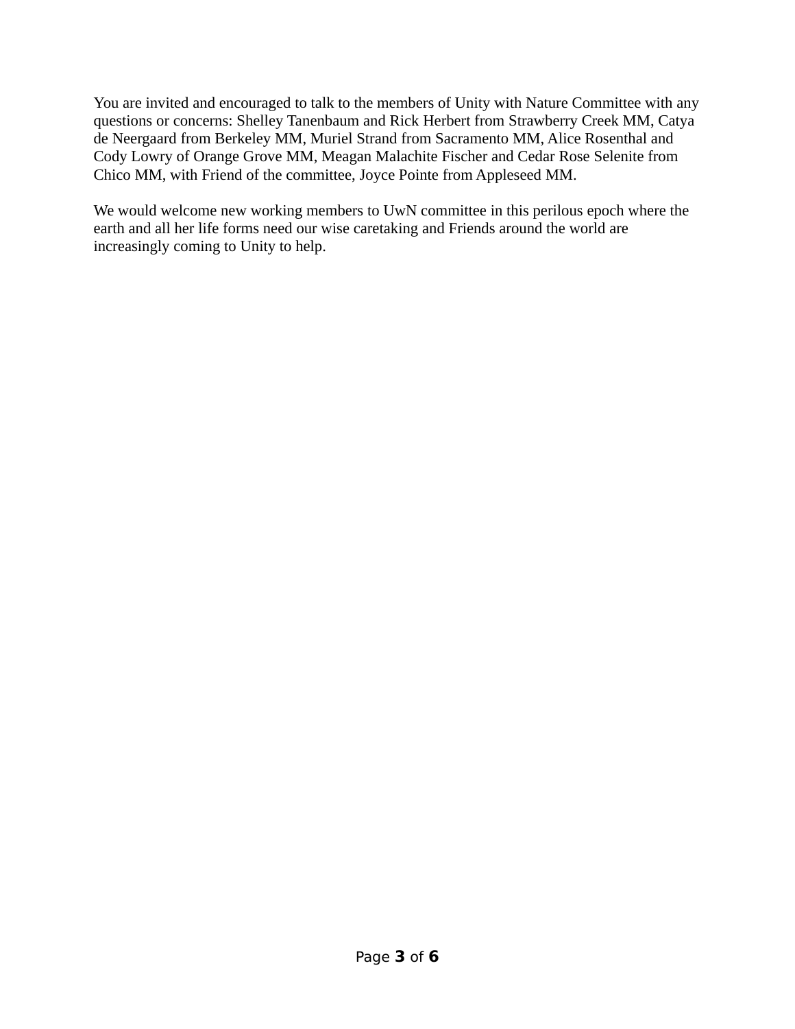You are invited and encouraged to talk to the members of Unity with Nature Committee with any questions or concerns: Shelley Tanenbaum and Rick Herbert from Strawberry Creek MM, Catya de Neergaard from Berkeley MM, Muriel Strand from Sacramento MM, Alice Rosenthal and Cody Lowry of Orange Grove MM, Meagan Malachite Fischer and Cedar Rose Selenite from Chico MM, with Friend of the committee, Joyce Pointe from Appleseed MM.

We would welcome new working members to UwN committee in this perilous epoch where the earth and all her life forms need our wise caretaking and Friends around the world are increasingly coming to Unity to help.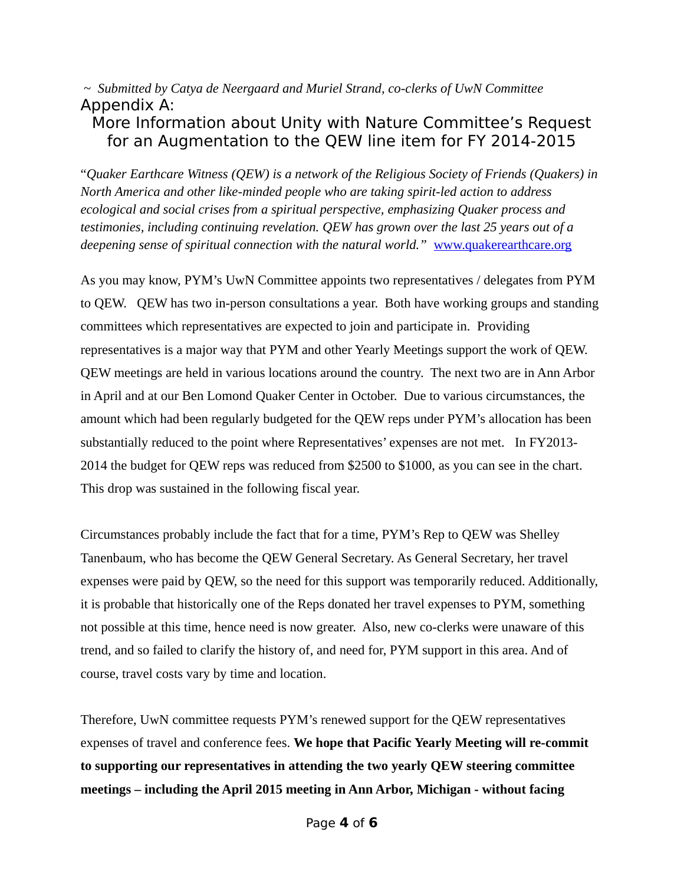*~ Submitted by Catya de Neergaard and Muriel Strand, co-clerks of UwN Committee*

# Appendix A:

## More Information about Unity with Nature Committee's Request for an Augmentation to the QEW line item for FY 2014-2015

"*Quaker Earthcare Witness (QEW) is a network of the Religious Society of Friends (Quakers) in North America and other like-minded people who are taking spirit-led action to address ecological and social crises from a spiritual perspective, emphasizing Quaker process and testimonies, including continuing revelation. QEW has grown over the last 25 years out of a deepening sense of spiritual connection with the natural world."* [www.quakerearthcare.org](http://www.quakerearthcare.org)

As you may know, PYM's UwN Committee appoints two representatives / delegates from PYM to QEW. QEW has two in-person consultations a year. Both have working groups and standing committees which representatives are expected to join and participate in. Providing representatives is a major way that PYM and other Yearly Meetings support the work of QEW. QEW meetings are held in various locations around the country. The next two are in Ann Arbor in April and at our Ben Lomond Quaker Center in October. Due to various circumstances, the amount which had been regularly budgeted for the QEW reps under PYM's allocation has been substantially reduced to the point where Representatives' expenses are not met. In FY2013-2014 the budget for QEW reps was reduced from $2500 to $1000, as you can see in the chart. This drop was sustained in the following fiscal year.

Circumstances probably include the fact that for a time, PYM's Rep to QEW was Shelley Tanenbaum, who has become the QEW General Secretary. As General Secretary, her travel expenses were paid by QEW, so the need for this support was temporarily reduced. Additionally, it is probable that historically one of the Reps donated her travel expenses to PYM, something not possible at this time, hence need is now greater. Also, new co-clerks were unaware of this trend, and so failed to clarify the history of, and need for, PYM support in this area. And of course, travel costs vary by time and location.

Therefore, UwN committee requests PYM's renewed support for the QEW representatives expenses of travel and conference fees. **We hope that Pacific Yearly Meeting will re-commit to supporting our representatives in attending the two yearly QEW steering committee meetings – including the April 2015 meeting in Ann Arbor, Michigan - without facing**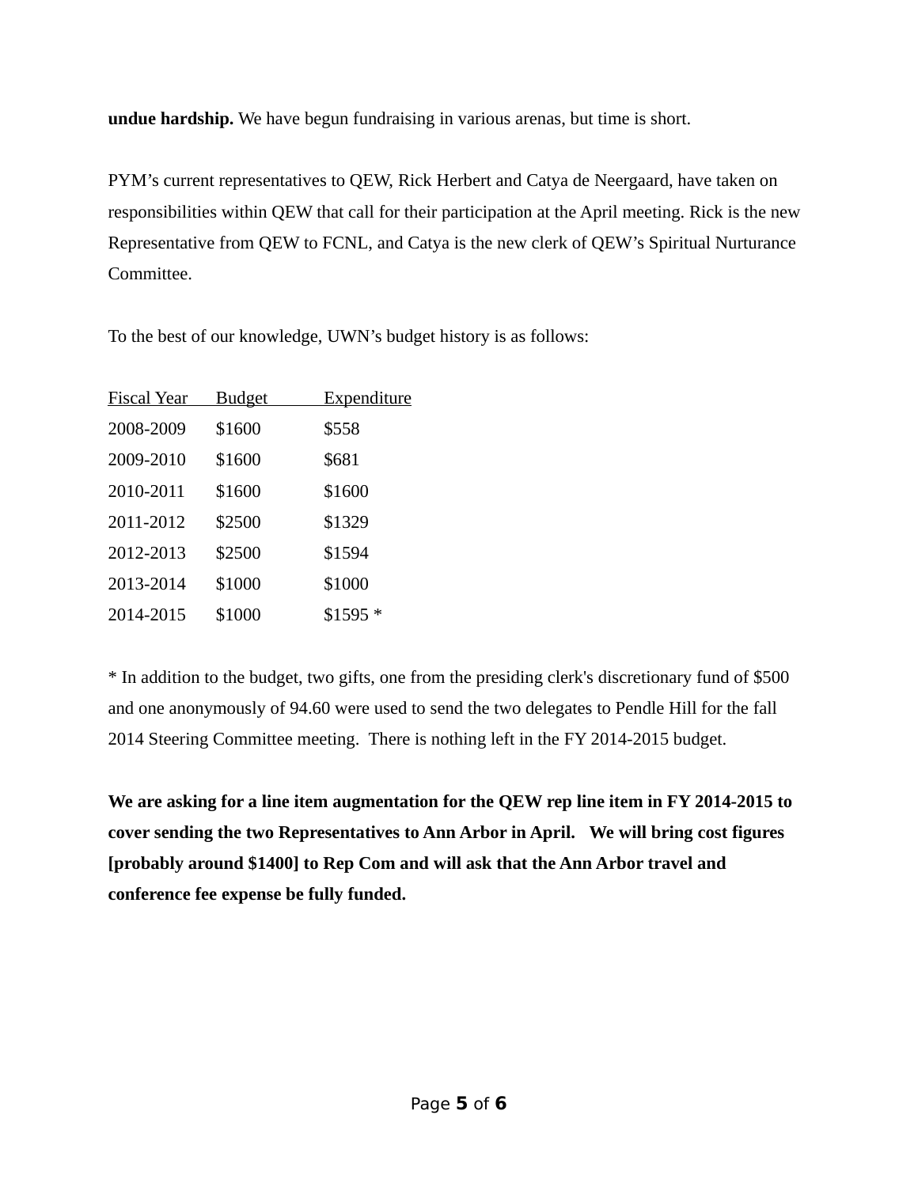**undue hardship.** We have begun fundraising in various arenas, but time is short.

PYM's current representatives to QEW, Rick Herbert and Catya de Neergaard, have taken on responsibilities within QEW that call for their participation at the April meeting. Rick is the new Representative from QEW to FCNL, and Catya is the new clerk of QEW's Spiritual Nurturance Committee.

To the best of our knowledge, UWN's budget history is as follows:

| Fiscal Year | Budget | Expenditure |
| --- | --- | --- |
| 2008-2009 | $1600 | $558 |
| 2009-2010 | $1600 | $681 |
| 2010-2011 | $1600 | $1600 |
| 2011-2012 | $2500 | $1329 |
| 2012-2013 | $2500 | $1594 |
| 2013-2014 | $1000 | $1000 |
| 2014-2015 | $1000 | $1595 * |

* In addition to the budget, two gifts, one from the presiding clerk's discretionary fund of $500 and one anonymously of 94.60 were used to send the two delegates to Pendle Hill for the fall 2014 Steering Committee meeting. There is nothing left in the FY 2014-2015 budget.

**We are asking for a line item augmentation for the QEW rep line item in FY 2014-2015 to cover sending the two Representatives to Ann Arbor in April. We will bring cost figures [probably around $1400] to Rep Com and will ask that the Ann Arbor travel and conference fee expense be fully funded.**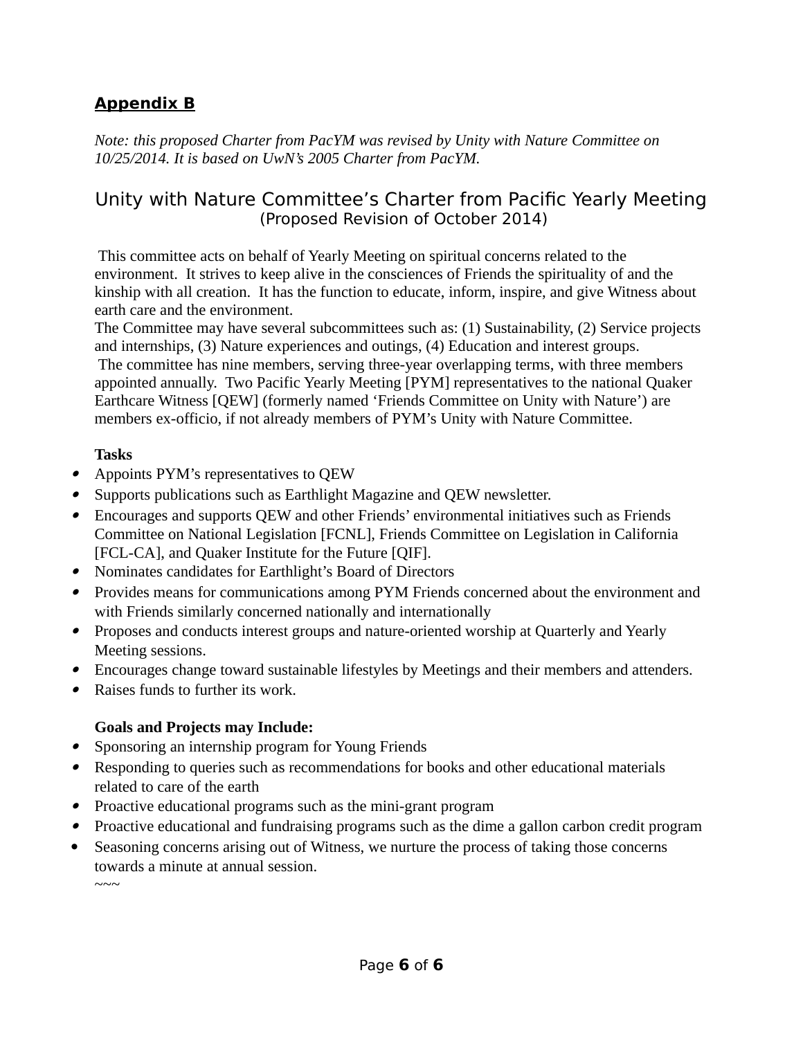## Appendix B

*Note: this proposed Charter from PacYM was revised by Unity with Nature Committee on 10/25/2014. It is based on UwN's 2005 Charter from PacYM.*

# Unity with Nature Committee's Charter from Pacific Yearly Meeting

### (Proposed Revision of October 2014)

This committee acts on behalf of Yearly Meeting on spiritual concerns related to the environment. It strives to keep alive in the consciences of Friends the spirituality of and the kinship with all creation. It has the function to educate, inform, inspire, and give Witness about earth care and the environment.

The Committee may have several subcommittees such as: (1) Sustainability, (2) Service projects and internships, (3) Nature experiences and outings, (4) Education and interest groups.

The committee has nine members, serving three-year overlapping terms, with three members appointed annually. Two Pacific Yearly Meeting [PYM] representatives to the national Quaker Earthcare Witness [QEW] (formerly named 'Friends Committee on Unity with Nature') are members ex-officio, if not already members of PYM's Unity with Nature Committee.

**Tasks**

- Appoints PYM's representatives to QEW
- Supports publications such as Earthlight Magazine and QEW newsletter.
- Encourages and supports QEW and other Friends' environmental initiatives such as Friends Committee on National Legislation [FCNL], Friends Committee on Legislation in California [FCL-CA], and Quaker Institute for the Future [QIF].
- Nominates candidates for Earthlight's Board of Directors
- Provides means for communications among PYM Friends concerned about the environment and with Friends similarly concerned nationally and internationally
- Proposes and conducts interest groups and nature-oriented worship at Quarterly and Yearly Meeting sessions.
- Encourages change toward sustainable lifestyles by Meetings and their members and attenders.
- Raises funds to further its work.

**Goals and Projects may Include:**

- Sponsoring an internship program for Young Friends
- Responding to queries such as recommendations for books and other educational materials related to care of the earth
- Proactive educational programs such as the mini-grant program
- Proactive educational and fundraising programs such as the dime a gallon carbon credit program
- Seasoning concerns arising out of Witness, we nurture the process of taking those concerns towards a minute at annual session.

~~~